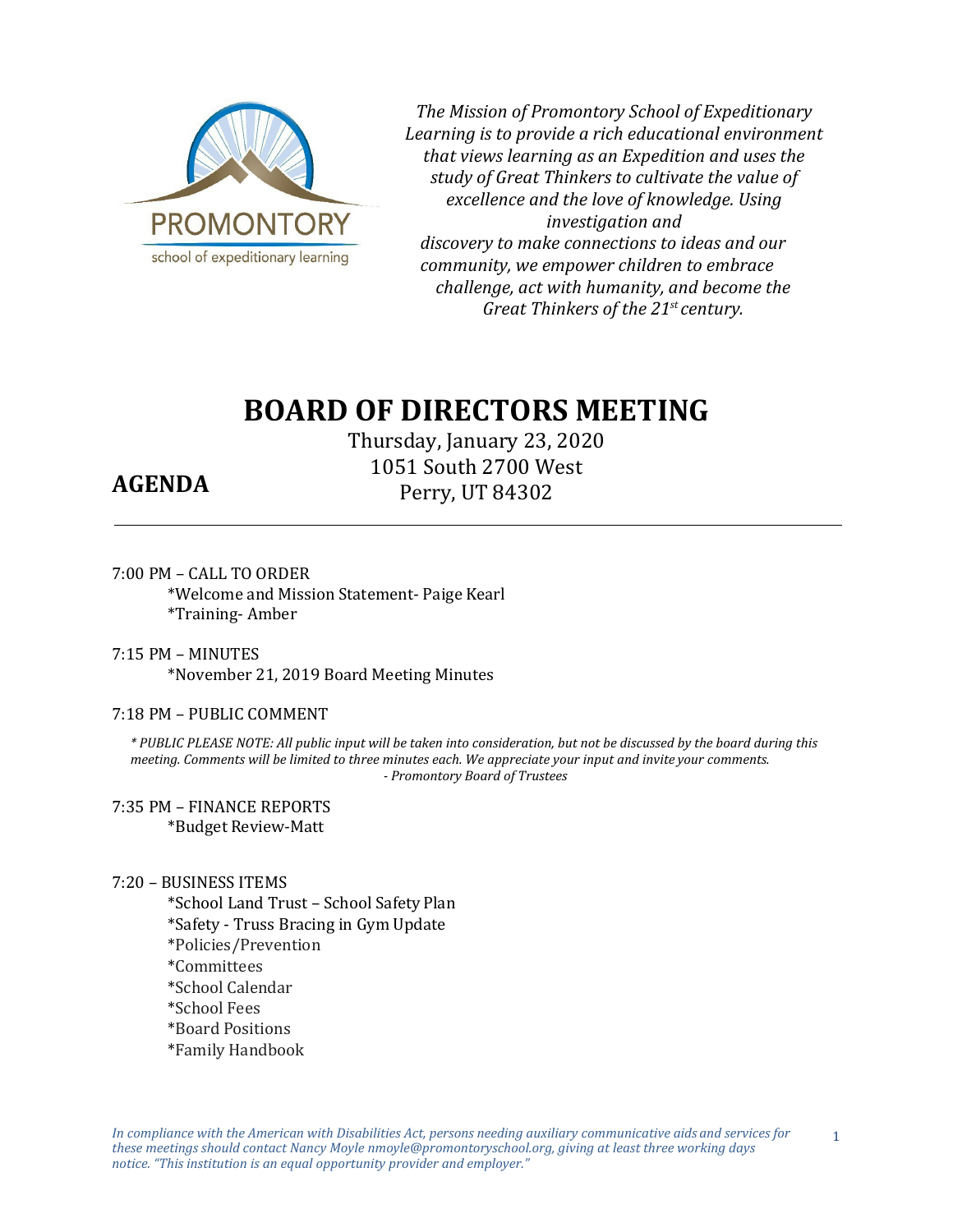PROMONTORY
school of expeditionary learning

*The Mission of Promontory School of Expeditionary Learning is to provide a rich educational environment that views learning as an Expedition and uses the study of Great Thinkers to cultivate the value of excellence and the love of knowledge. Using investigation and discovery to make connections to ideas and our community, we empower children to embrace challenge, act with humanity, and become the Great Thinkers of the 21st century.*

# BOARD OF DIRECTORS MEETING

## AGENDA

Thursday, January 23, 2020
1051 South 2700 West
Perry, UT 84302

---

7:00 PM – CALL TO ORDER
- *Welcome and Mission Statement- Paige Kearl
- *Training- Amber

7:15 PM – MINUTES
- *November 21, 2019 Board Meeting Minutes

7:18 PM – PUBLIC COMMENT

*\* PUBLIC PLEASE NOTE: All public input will be taken into consideration, but not be discussed by the board during this meeting. Comments will be limited to three minutes each. We appreciate your input and invite your comments.*
*- Promontory Board of Trustees*

7:35 PM – FINANCE REPORTS
- *Budget Review-Matt

7:20 – BUSINESS ITEMS
- *School Land Trust – School Safety Plan
- *Safety - Truss Bracing in Gym Update
- *Policies/Prevention
- *Committees
- *School Calendar
- *School Fees
- *Board Positions
- *Family Handbook

*In compliance with the American with Disabilities Act, persons needing auxiliary communicative aids and services for these meetings should contact Nancy Moyle nmoyle@promontoryschool.org, giving at least three working days notice. "This institution is an equal opportunity provider and employer."*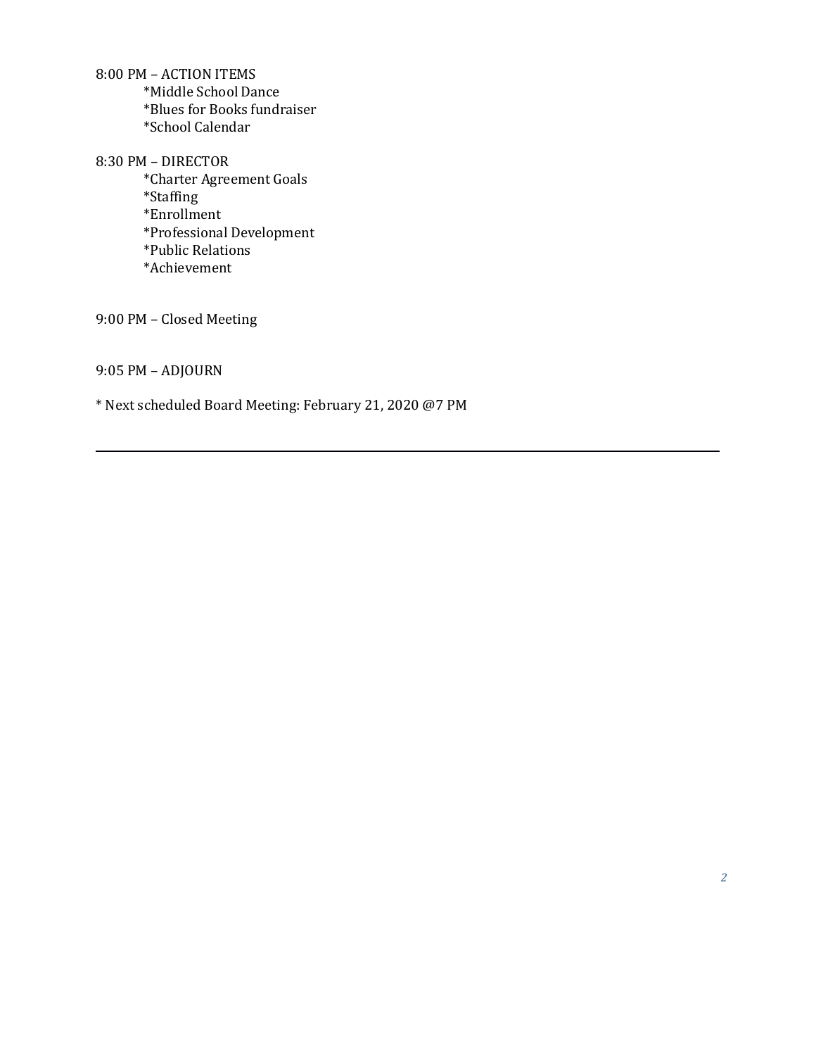8:00 PM – ACTION ITEMS

*Middle School Dance
*Blues for Books fundraiser
*School Calendar

8:30 PM – DIRECTOR

*Charter Agreement Goals
*Staffing
*Enrollment
*Professional Development
*Public Relations
*Achievement

9:00 PM – Closed Meeting

9:05 PM – ADJOURN

* Next scheduled Board Meeting: February 21, 2020 @7 PM

---